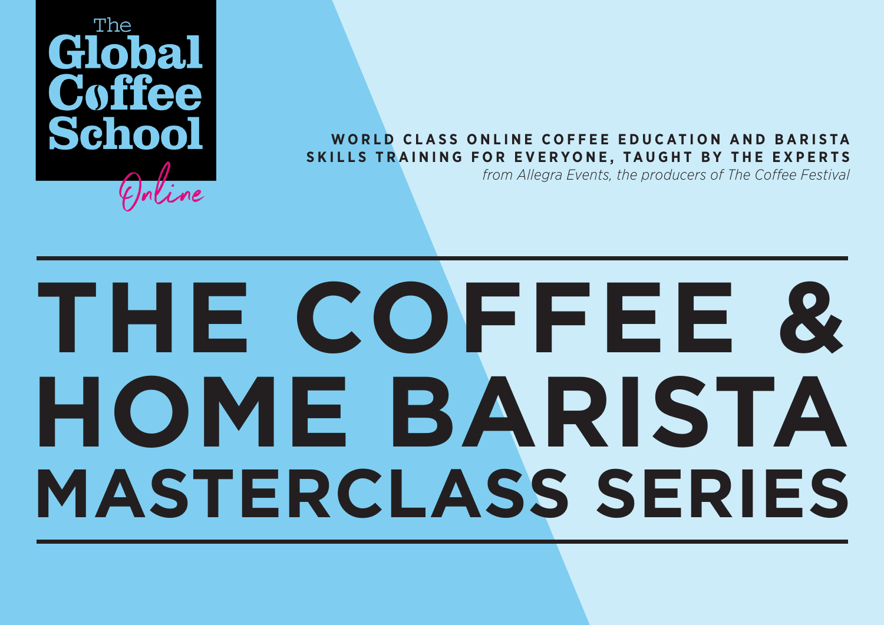The Global Coffee School *Online*

**WORLD CLASS ONLINE COFFEE EDUCATION AND BARISTA SKILLS TRAINING FOR EVERYONE, TAUGHT BY THE EXPERTS**

*from Allegra Events, the producers of The Coffee Festival*

# THE COFFEE & HOME BARISTA MASTERCLASS SERIES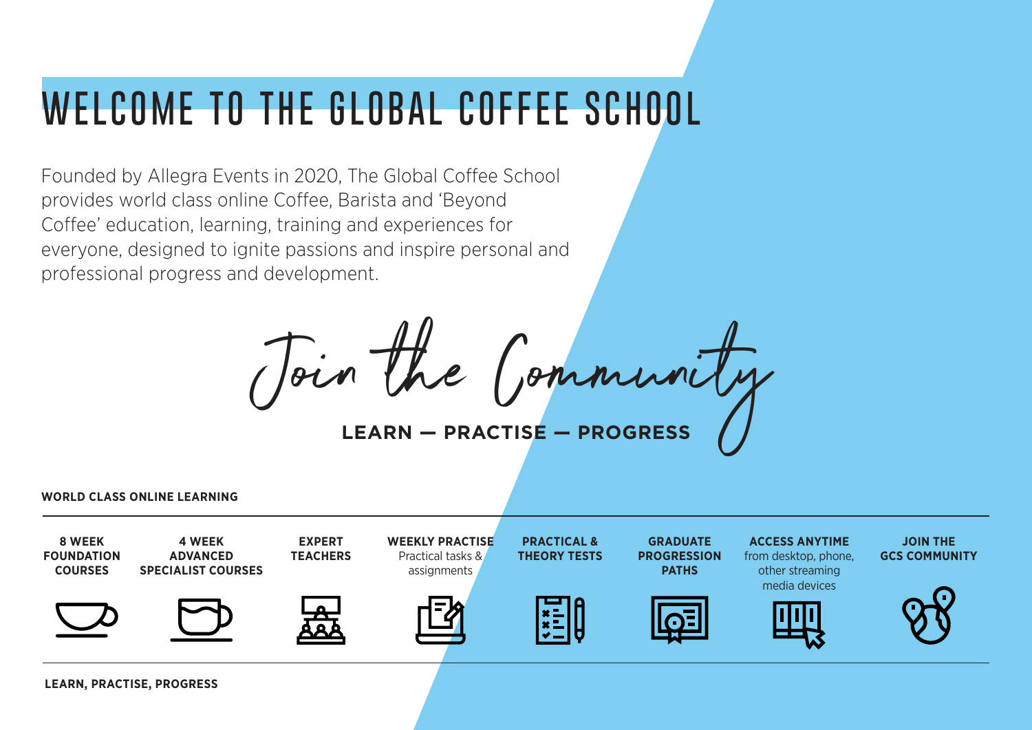# WELCOME TO THE GLOBAL COFFEE SCHOOL

Founded by Allegra Events in 2020, The Global Coffee School provides world class online Coffee, Barista and 'Beyond Coffee' education, learning, training and experiences for everyone, designed to ignite passions and inspire personal and professional progress and development.

*Join the Community*

**LEARN — PRACTISE — PROGRESS**

**WORLD CLASS ONLINE LEARNING**

- **8 WEEK FOUNDATION COURSES**
- **4 WEEK ADVANCED SPECIALIST COURSES**
- **EXPERT TEACHERS**
- **WEEKLY PRACTISE** Practical tasks & assignments
- **PRACTICAL & THEORY TESTS**
- **GRADUATE PROGRESSION PATHS**
- **ACCESS ANYTIME** from desktop, phone, other streaming media devices
- **JOIN THE GCS COMMUNITY**

**LEARN, PRACTISE, PROGRESS**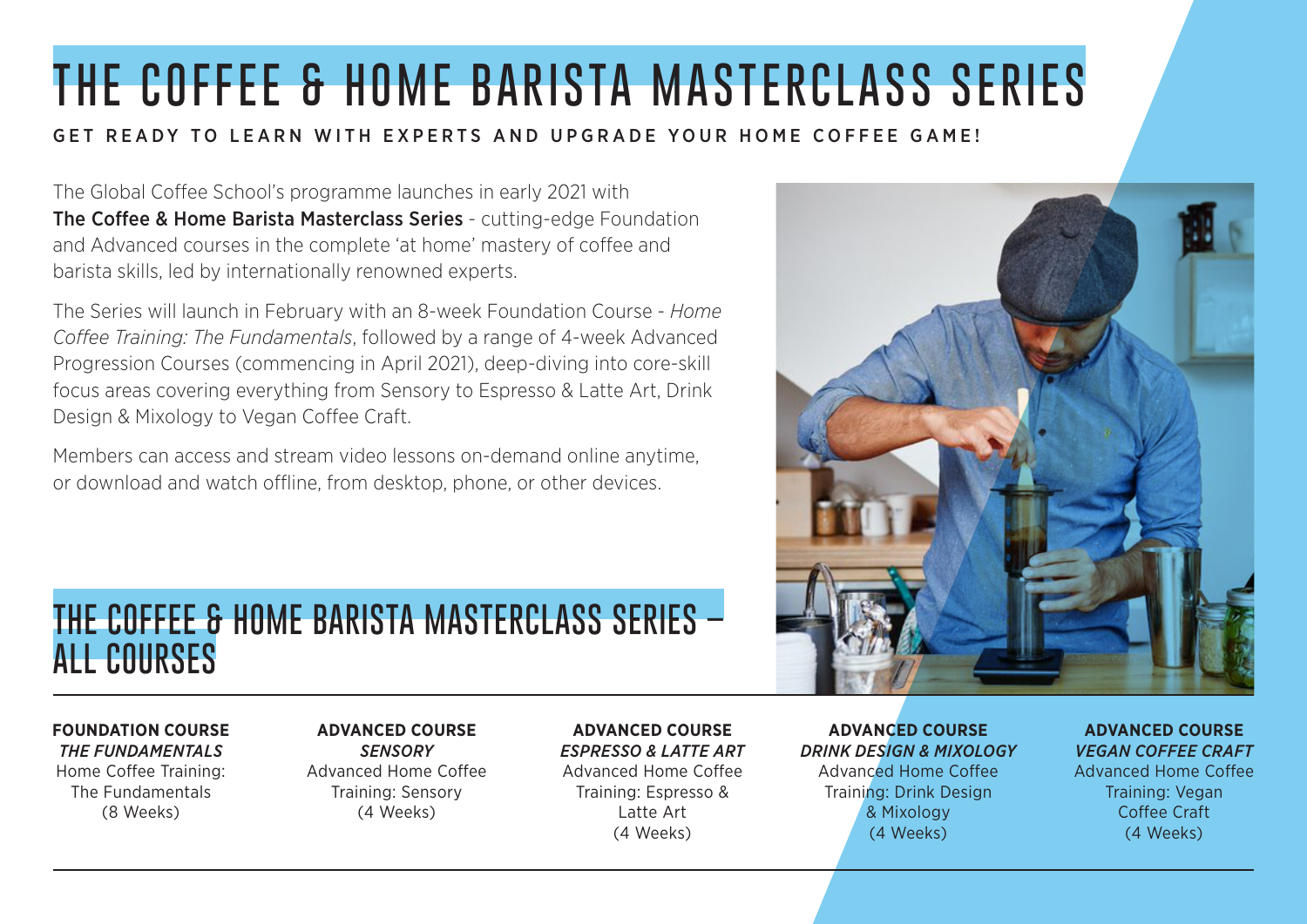# THE COFFEE & HOME BARISTA MASTERCLASS SERIES

**GET READY TO LEARN WITH EXPERTS AND UPGRADE YOUR HOME COFFEE GAME!**

The Global Coffee School's programme launches in early 2021 with **The Coffee & Home Barista Masterclass Series** - cutting-edge Foundation and Advanced courses in the complete 'at home' mastery of coffee and barista skills, led by internationally renowned experts.

The Series will launch in February with an 8-week Foundation Course - *Home Coffee Training: The Fundamentals*, followed by a range of 4-week Advanced Progression Courses (commencing in April 2021), deep-diving into core-skill focus areas covering everything from Sensory to Espresso & Latte Art, Drink Design & Mixology to Vegan Coffee Craft.

Members can access and stream video lessons on-demand online anytime, or download and watch offline, from desktop, phone, or other devices.

## THE COFFEE & HOME BARISTA MASTERCLASS SERIES – ALL COURSES

| FOUNDATION COURSE | ADVANCED COURSE | ADVANCED COURSE | ADVANCED COURSE | ADVANCED COURSE |
|---|---|---|---|---|
| ***THE FUNDAMENTALS*** | ***SENSORY*** | ***ESPRESSO & LATTE ART*** | ***DRINK DESIGN & MIXOLOGY*** | ***VEGAN COFFEE CRAFT*** |
| Home Coffee Training: The Fundamentals (8 Weeks) | Advanced Home Coffee Training: Sensory (4 Weeks) | Advanced Home Coffee Training: Espresso & Latte Art (4 Weeks) | Advanced Home Coffee Training: Drink Design & Mixology (4 Weeks) | Advanced Home Coffee Training: Vegan Coffee Craft (4 Weeks) |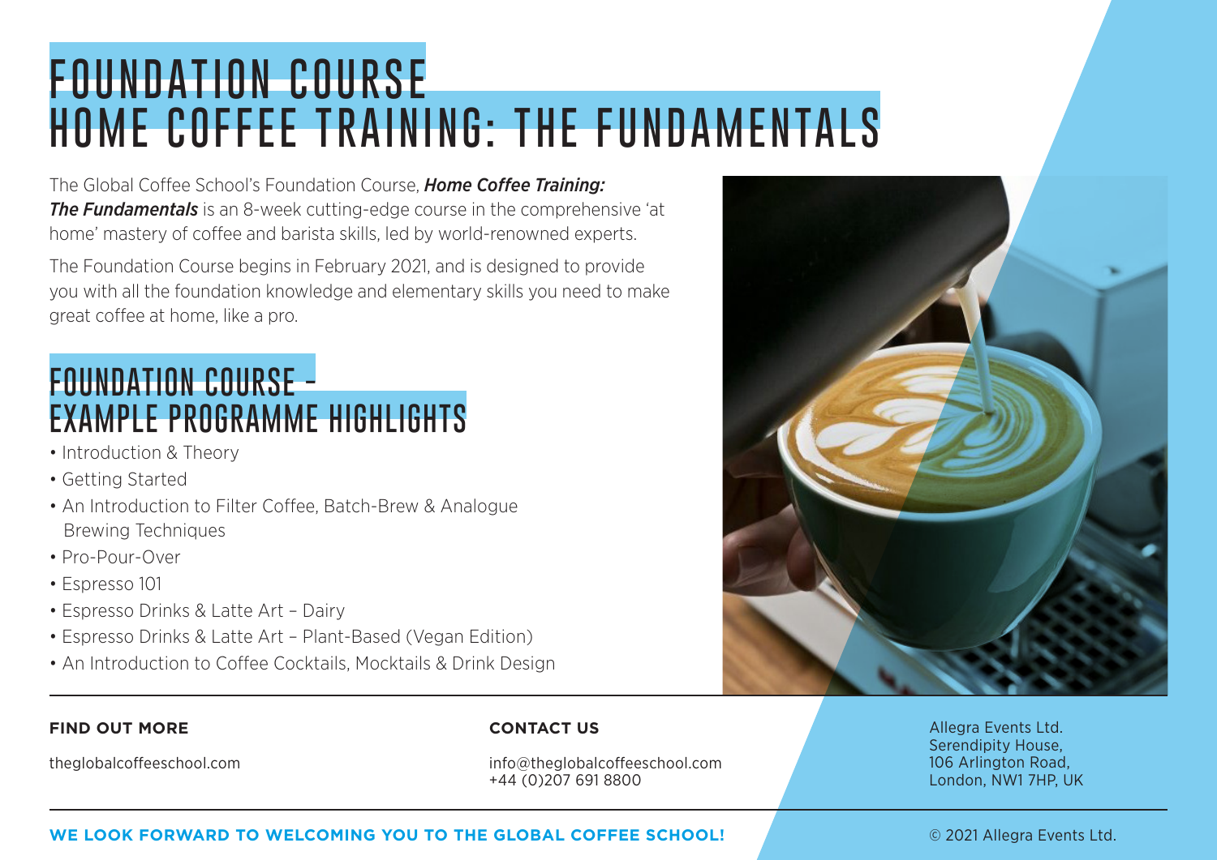# FOUNDATION COURSE
# HOME COFFEE TRAINING: THE FUNDAMENTALS

The Global Coffee School's Foundation Course, ***Home Coffee Training: The Fundamentals*** is an 8-week cutting-edge course in the comprehensive 'at home' mastery of coffee and barista skills, led by world-renowned experts.

The Foundation Course begins in February 2021, and is designed to provide you with all the foundation knowledge and elementary skills you need to make great coffee at home, like a pro.

## FOUNDATION COURSE – EXAMPLE PROGRAMME HIGHLIGHTS

- Introduction & Theory
- Getting Started
- An Introduction to Filter Coffee, Batch-Brew & Analogue Brewing Techniques
- Pro-Pour-Over
- Espresso 101
- Espresso Drinks & Latte Art – Dairy
- Espresso Drinks & Latte Art – Plant-Based (Vegan Edition)
- An Introduction to Coffee Cocktails, Mocktails & Drink Design

**FIND OUT MORE**

theglobalcoffeeschool.com

**CONTACT US**

info@theglobalcoffeeschool.com
+44 (0)207 691 8800

Allegra Events Ltd.
Serendipity House,
106 Arlington Road,
London, NW1 7HP, UK

**WE LOOK FORWARD TO WELCOMING YOU TO THE GLOBAL COFFEE SCHOOL!**

© 2021 Allegra Events Ltd.